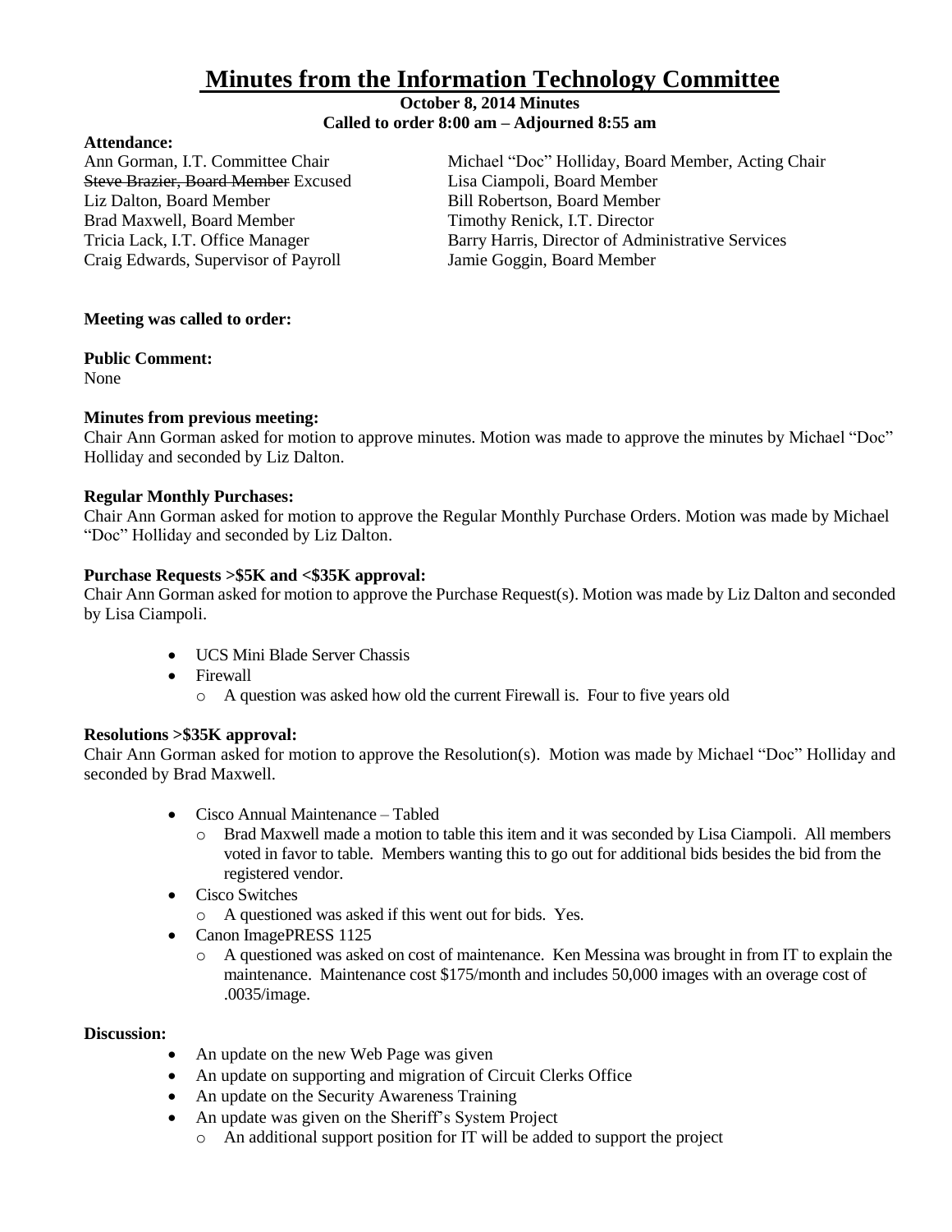# Minutes from the Information Technology Committee

**October 8, 2014 Minutes**
**Called to order 8:00 am – Adjourned 8:55 am**

**Attendance:**

Ann Gorman, I.T. Committee Chair
~~Steve Brazier, Board Member~~ Excused
Liz Dalton, Board Member
Brad Maxwell, Board Member
Tricia Lack, I.T. Office Manager
Craig Edwards, Supervisor of Payroll
Michael "Doc" Holliday, Board Member, Acting Chair
Lisa Ciampoli, Board Member
Bill Robertson, Board Member
Timothy Renick, I.T. Director
Barry Harris, Director of Administrative Services
Jamie Goggin, Board Member

**Meeting was called to order:**

**Public Comment:**
None

**Minutes from previous meeting:**
Chair Ann Gorman asked for motion to approve minutes. Motion was made to approve the minutes by Michael "Doc" Holliday and seconded by Liz Dalton.

**Regular Monthly Purchases:**
Chair Ann Gorman asked for motion to approve the Regular Monthly Purchase Orders. Motion was made by Michael "Doc" Holliday and seconded by Liz Dalton.

**Purchase Requests >$5K and <$35K approval:**
Chair Ann Gorman asked for motion to approve the Purchase Request(s). Motion was made by Liz Dalton and seconded by Lisa Ciampoli.

- UCS Mini Blade Server Chassis
- Firewall
  - A question was asked how old the current Firewall is. Four to five years old

**Resolutions >$35K approval:**
Chair Ann Gorman asked for motion to approve the Resolution(s). Motion was made by Michael "Doc" Holliday and seconded by Brad Maxwell.

- Cisco Annual Maintenance – Tabled
  - Brad Maxwell made a motion to table this item and it was seconded by Lisa Ciampoli. All members voted in favor to table. Members wanting this to go out for additional bids besides the bid from the registered vendor.
- Cisco Switches
  - A questioned was asked if this went out for bids. Yes.
- Canon ImagePRESS 1125
  - A questioned was asked on cost of maintenance. Ken Messina was brought in from IT to explain the maintenance. Maintenance cost $175/month and includes 50,000 images with an overage cost of .0035/image.

**Discussion:**

- An update on the new Web Page was given
- An update on supporting and migration of Circuit Clerks Office
- An update on the Security Awareness Training
- An update was given on the Sheriff's System Project
  - An additional support position for IT will be added to support the project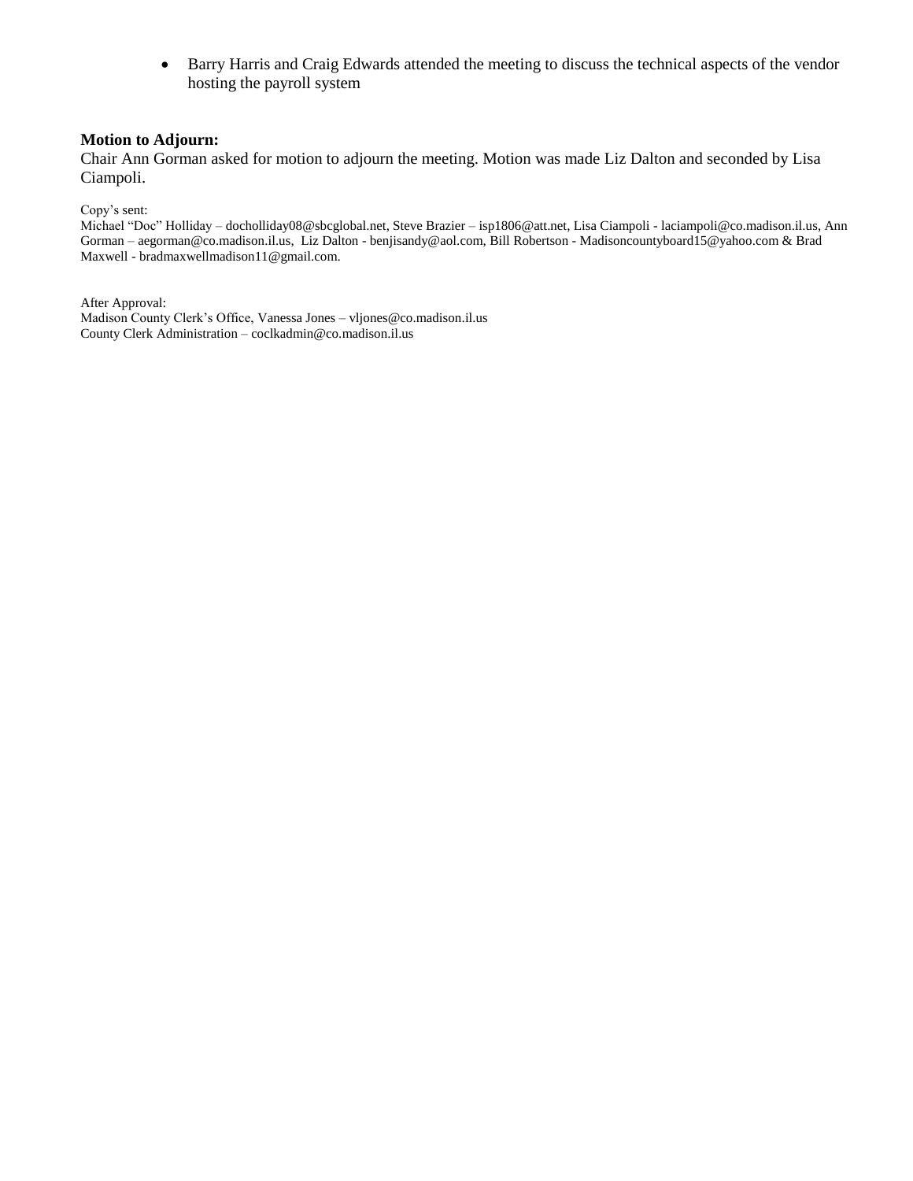- Barry Harris and Craig Edwards attended the meeting to discuss the technical aspects of the vendor hosting the payroll system

**Motion to Adjourn:**
Chair Ann Gorman asked for motion to adjourn the meeting. Motion was made Liz Dalton and seconded by Lisa Ciampoli.

Copy's sent:
Michael "Doc" Holliday – docholliday08@sbcglobal.net, Steve Brazier – isp1806@att.net, Lisa Ciampoli - laciampoli@co.madison.il.us, Ann Gorman – aegorman@co.madison.il.us, Liz Dalton - benjisandy@aol.com, Bill Robertson - Madisoncountyboard15@yahoo.com & Brad Maxwell - bradmaxwellmadison11@gmail.com.

After Approval:
Madison County Clerk's Office, Vanessa Jones – vljones@co.madison.il.us
County Clerk Administration – coclkadmin@co.madison.il.us